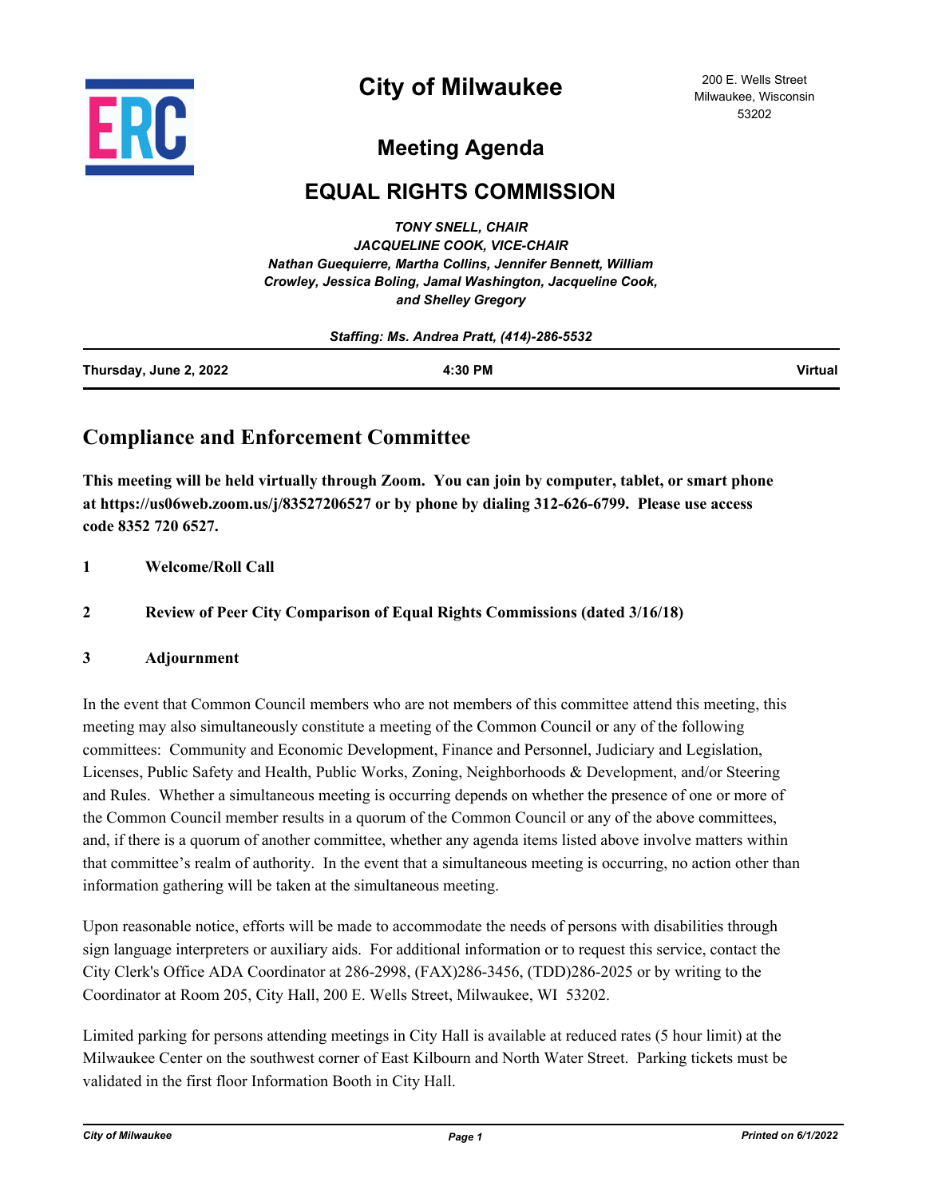# City of Milwaukee

200 E. Wells Street
Milwaukee, Wisconsin
53202

## Meeting Agenda

## EQUAL RIGHTS COMMISSION

*TONY SNELL, CHAIR*
*JACQUELINE COOK, VICE-CHAIR*
*Nathan Guequierre, Martha Collins, Jennifer Bennett, William Crowley, Jessica Boling, Jamal Washington, Jacqueline Cook, and Shelley Gregory*

*Staffing: Ms. Andrea Pratt, (414)-286-5532*

| Thursday, June 2, 2022 | 4:30 PM | Virtual |
|---|---|---|

## Compliance and Enforcement Committee

**This meeting will be held virtually through Zoom. You can join by computer, tablet, or smart phone at https://us06web.zoom.us/j/83527206527 or by phone by dialing 312-626-6799. Please use access code 8352 720 6527.**

**1 Welcome/Roll Call**

**2 Review of Peer City Comparison of Equal Rights Commissions (dated 3/16/18)**

**3 Adjournment**

In the event that Common Council members who are not members of this committee attend this meeting, this meeting may also simultaneously constitute a meeting of the Common Council or any of the following committees: Community and Economic Development, Finance and Personnel, Judiciary and Legislation, Licenses, Public Safety and Health, Public Works, Zoning, Neighborhoods & Development, and/or Steering and Rules. Whether a simultaneous meeting is occurring depends on whether the presence of one or more of the Common Council member results in a quorum of the Common Council or any of the above committees, and, if there is a quorum of another committee, whether any agenda items listed above involve matters within that committee's realm of authority. In the event that a simultaneous meeting is occurring, no action other than information gathering will be taken at the simultaneous meeting.

Upon reasonable notice, efforts will be made to accommodate the needs of persons with disabilities through sign language interpreters or auxiliary aids. For additional information or to request this service, contact the City Clerk's Office ADA Coordinator at 286-2998, (FAX)286-3456, (TDD)286-2025 or by writing to the Coordinator at Room 205, City Hall, 200 E. Wells Street, Milwaukee, WI 53202.

Limited parking for persons attending meetings in City Hall is available at reduced rates (5 hour limit) at the Milwaukee Center on the southwest corner of East Kilbourn and North Water Street. Parking tickets must be validated in the first floor Information Booth in City Hall.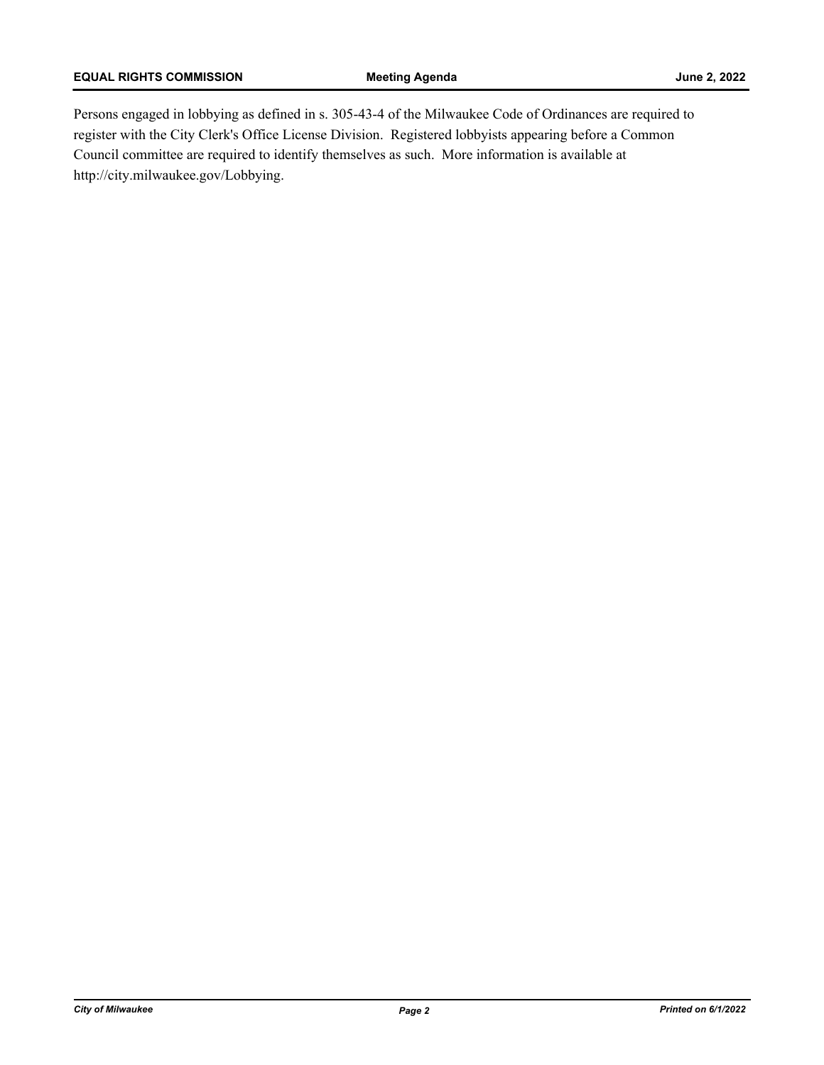Persons engaged in lobbying as defined in s. 305-43-4 of the Milwaukee Code of Ordinances are required to register with the City Clerk's Office License Division. Registered lobbyists appearing before a Common Council committee are required to identify themselves as such. More information is available at http://city.milwaukee.gov/Lobbying.